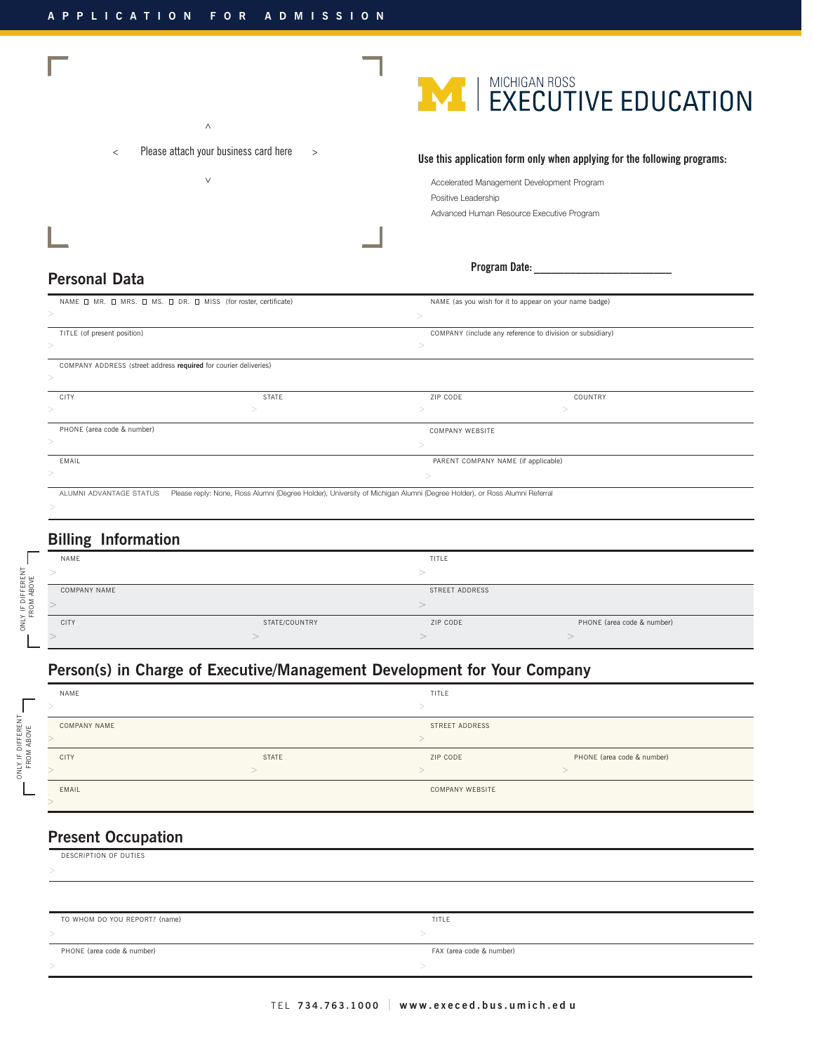APPLICATION FOR ADMISSION

^

< Please attach your business card here >

v

MICHIGAN ROSS
EXECUTIVE EDUCATION

**Use this application form only when applying for the following programs:**

Accelerated Management Development Program

Positive Leadership

Advanced Human Resource Executive Program

**Program Date:** ______________________

## Personal Data

| | |
|---|---|
| NAME ☐ MR. ☐ MRS. ☐ MS. ☐ DR. ☐ MISS (for roster, certificate) > | NAME (as you wish for it to appear on your name badge) > |
| TITLE (of present position) > | COMPANY (include any reference to division or subsidiary) > |
| COMPANY ADDRESS (street address **required** for courier deliveries) > | |

| CITY | STATE | ZIP CODE | COUNTRY |
|---|---|---|---|
| > | > | > | > |

| | |
|---|---|
| PHONE (area code & number) > | COMPANY WEBSITE > |
| EMAIL > | PARENT COMPANY NAME (if applicable) > |

ALUMNI ADVANTAGE STATUS Please reply: None, Ross Alumni (Degree Holder), University of Michigan Alumni (Degree Holder), or Ross Alumni Referral
>

## Billing Information

ONLY IF DIFFERENT FROM ABOVE

| | |
|---|---|
| NAME > | TITLE > |
| COMPANY NAME > | STREET ADDRESS > |

| CITY | STATE/COUNTRY | ZIP CODE | PHONE (area code & number) |
|---|---|---|---|
| > | > | > | > |

## Person(s) in Charge of Executive/Management Development for Your Company

ONLY IF DIFFERENT FROM ABOVE

| | |
|---|---|
| NAME > | TITLE > |
| COMPANY NAME > | STREET ADDRESS > |

| CITY | STATE | ZIP CODE | PHONE (area code & number) |
|---|---|---|---|
| > | > | > | > |

| | |
|---|---|
| EMAIL > | COMPANY WEBSITE |

## Present Occupation

DESCRIPTION OF DUTIES
>

| | |
|---|---|
| TO WHOM DO YOU REPORT? (name) > | TITLE > |
| PHONE (area code & number) > | FAX (area code & number) > |

TEL 734.763.1000 | www.execed.bus.umich.edu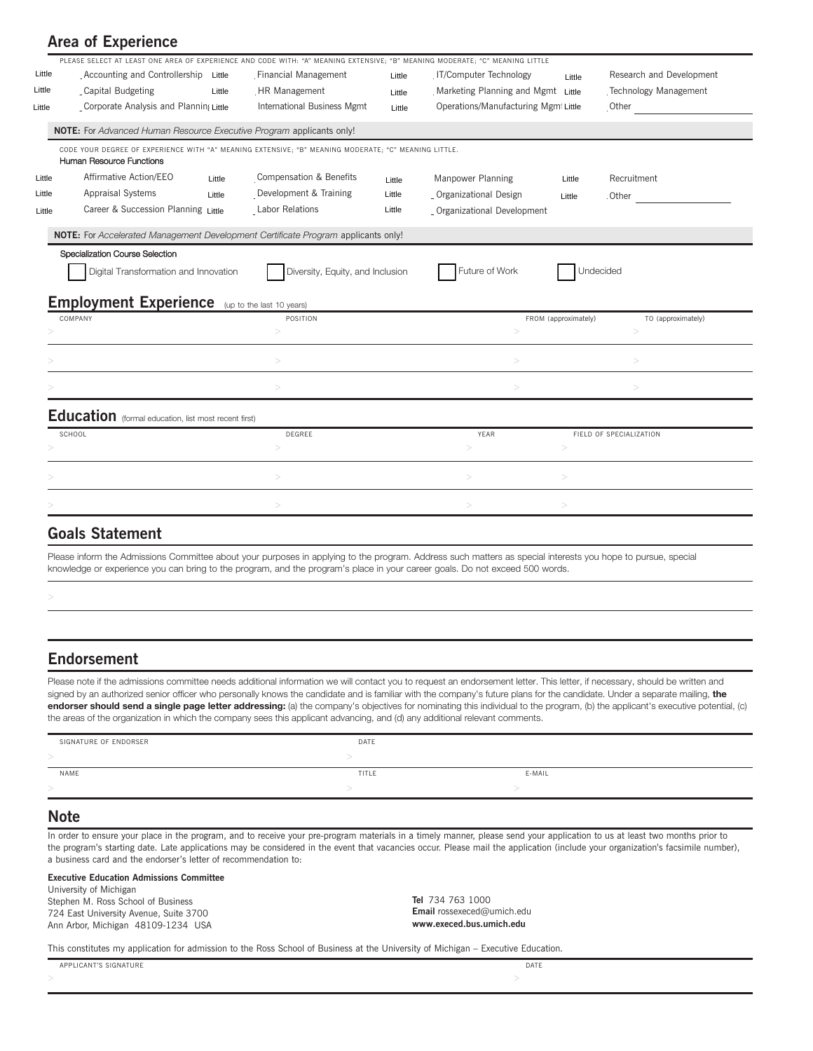## Area of Experience

PLEASE SELECT AT LEAST ONE AREA OF EXPERIENCE AND CODE WITH: "A" MEANING EXTENSIVE; "B" MEANING MODERATE; "C" MEANING LITTLE

| | | | | | | | |
|---|---|---|---|---|---|---|---|
| Little | Accounting and Controllership | Little | Financial Management | Little | IT/Computer Technology | Little | Research and Development |
| Little | Capital Budgeting | Little | HR Management | Little | Marketing Planning and Mgmt | Little | Technology Management |
| Little | Corporate Analysis and Planning | Little | International Business Mgmt | Little | Operations/Manufacturing Mgmt | Little | Other |

**NOTE:** For *Advanced Human Resource Executive Program* applicants only!

CODE YOUR DEGREE OF EXPERIENCE WITH "A" MEANING EXTENSIVE; "B" MEANING MODERATE; "C" MEANING LITTLE.

Human Resource Functions

| | | | | | | | |
|---|---|---|---|---|---|---|---|
| Little | Affirmative Action/EEO | Little | Compensation & Benefits | Little | Manpower Planning | Little | Recruitment |
| Little | Appraisal Systems | Little | Development & Training | Little | Organizational Design | Little | Other |
| Little | Career & Succession Planning | Little | Labor Relations | Little | Organizational Development | | |

**NOTE:** For *Accelerated Management Development Certificate Program* applicants only!

Specialization Course Selection

☐ Digital Transformation and Innovation ☐ Diversity, Equity, and Inclusion ☐ Future of Work ☐ Undecided

## Employment Experience (up to the last 10 years)

| COMPANY | POSITION | FROM (approximately) | TO (approximately) |
|---|---|---|---|
| > | > | > | > |
| > | > | > | > |
| > | > | > | > |

## Education (formal education, list most recent first)

| SCHOOL | DEGREE | YEAR | FIELD OF SPECIALIZATION |
|---|---|---|---|
| > | > | > | > |
| > | > | > | > |
| > | > | > | > |

## Goals Statement

Please inform the Admissions Committee about your purposes in applying to the program. Address such matters as special interests you hope to pursue, special knowledge or experience you can bring to the program, and the program's place in your career goals. Do not exceed 500 words.

>

## Endorsement

Please note if the admissions committee needs additional information we will contact you to request an endorsement letter. This letter, if necessary, should be written and signed by an authorized senior officer who personally knows the candidate and is familiar with the company's future plans for the candidate. Under a separate mailing, **the endorser should send a single page letter addressing:** (a) the company's objectives for nominating this individual to the program, (b) the applicant's executive potential, (c) the areas of the organization in which the company sees this applicant advancing, and (d) any additional relevant comments.

| SIGNATURE OF ENDORSER | DATE | |
|---|---|---|
| > | > | |
| NAME | TITLE | E-MAIL |
| > | > | > |

## Note

In order to ensure your place in the program, and to receive your pre-program materials in a timely manner, please send your application to us at least two months prior to the program's starting date. Late applications may be considered in the event that vacancies occur. Please mail the application (include your organization's facsimile number), a business card and the endorser's letter of recommendation to:

**Executive Education Admissions Committee**
University of Michigan
Stephen M. Ross School of Business
724 East University Avenue, Suite 3700
Ann Arbor, Michigan 48109-1234 USA

**Tel** 734 763 1000
**Email** rossexeced@umich.edu
**www.execed.bus.umich.edu**

This constitutes my application for admission to the Ross School of Business at the University of Michigan – Executive Education.

| APPLICANT'S SIGNATURE | DATE |
|---|---|
| > | > |